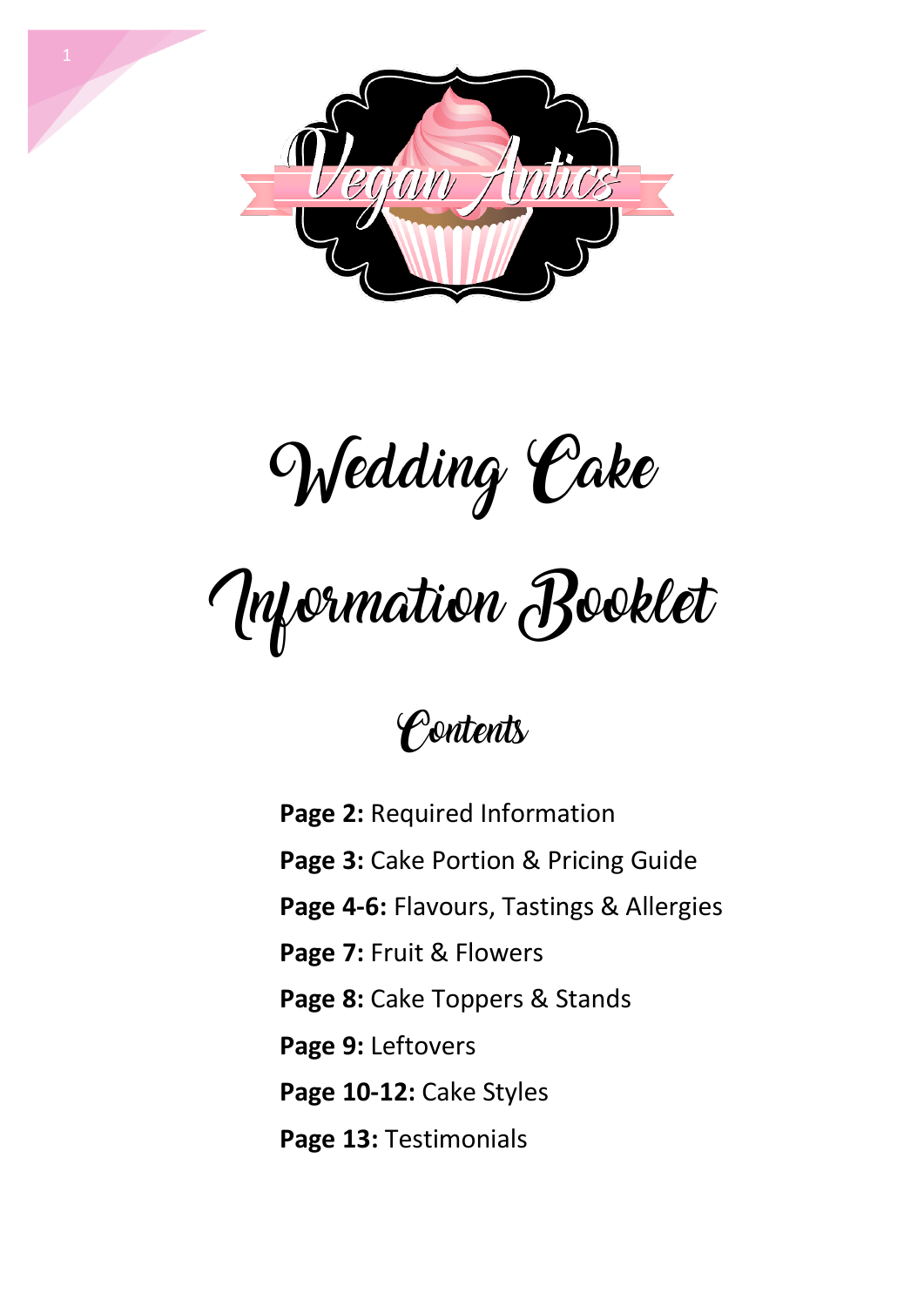# Wedding Cake Information Booklet

## Contents

**Page 2:** Required Information

**Page 3:** Cake Portion & Pricing Guide

**Page 4-6:** Flavours, Tastings & Allergies

**Page 7:** Fruit & Flowers

**Page 8:** Cake Toppers & Stands

**Page 9:** Leftovers

**Page 10-12:** Cake Styles

**Page 13:** Testimonials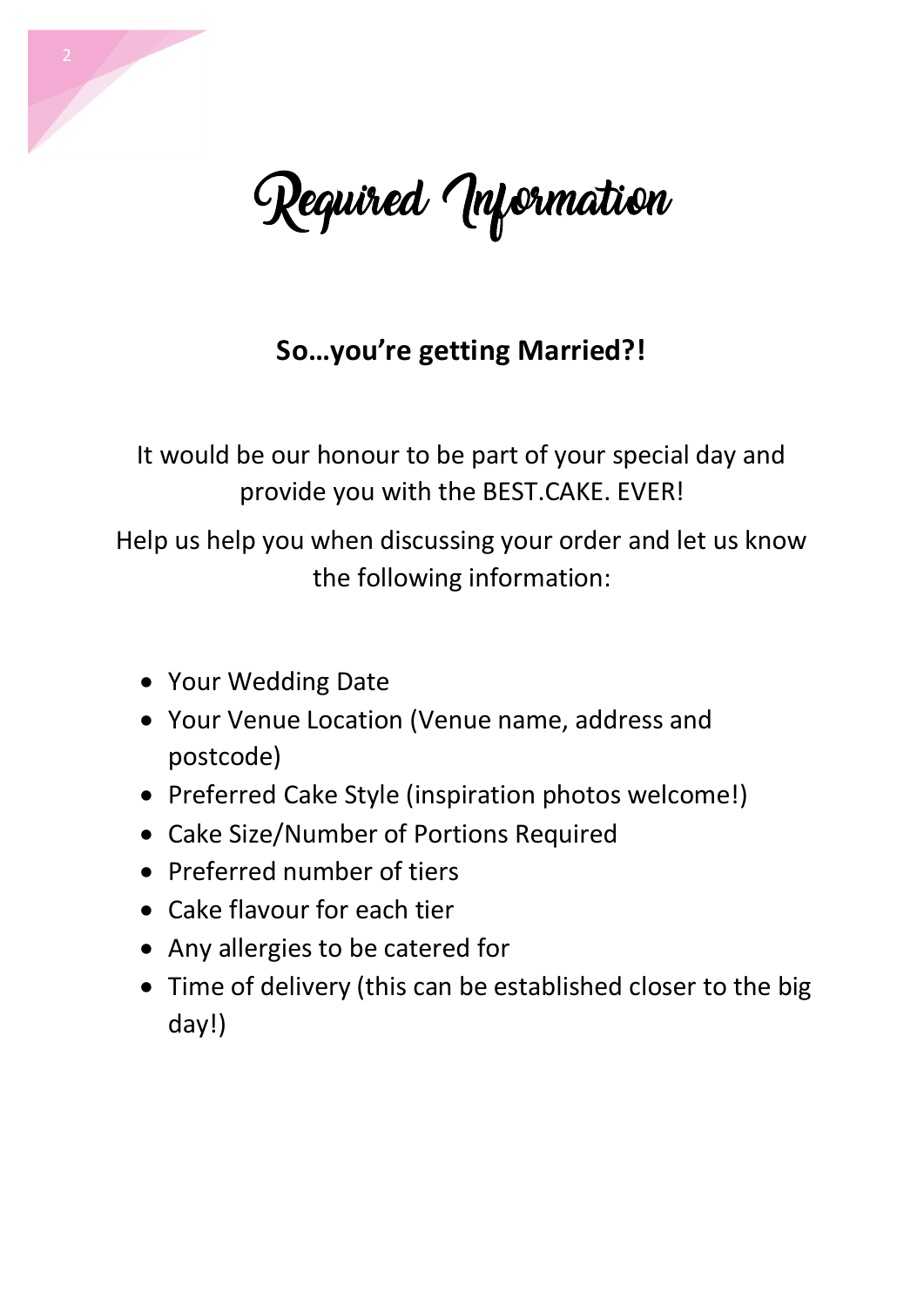# Required Information

**So…you're getting Married?!**

It would be our honour to be part of your special day and provide you with the BEST.CAKE. EVER!

Help us help you when discussing your order and let us know the following information:

- Your Wedding Date
- Your Venue Location (Venue name, address and postcode)
- Preferred Cake Style (inspiration photos welcome!)
- Cake Size/Number of Portions Required
- Preferred number of tiers
- Cake flavour for each tier
- Any allergies to be catered for
- Time of delivery (this can be established closer to the big day!)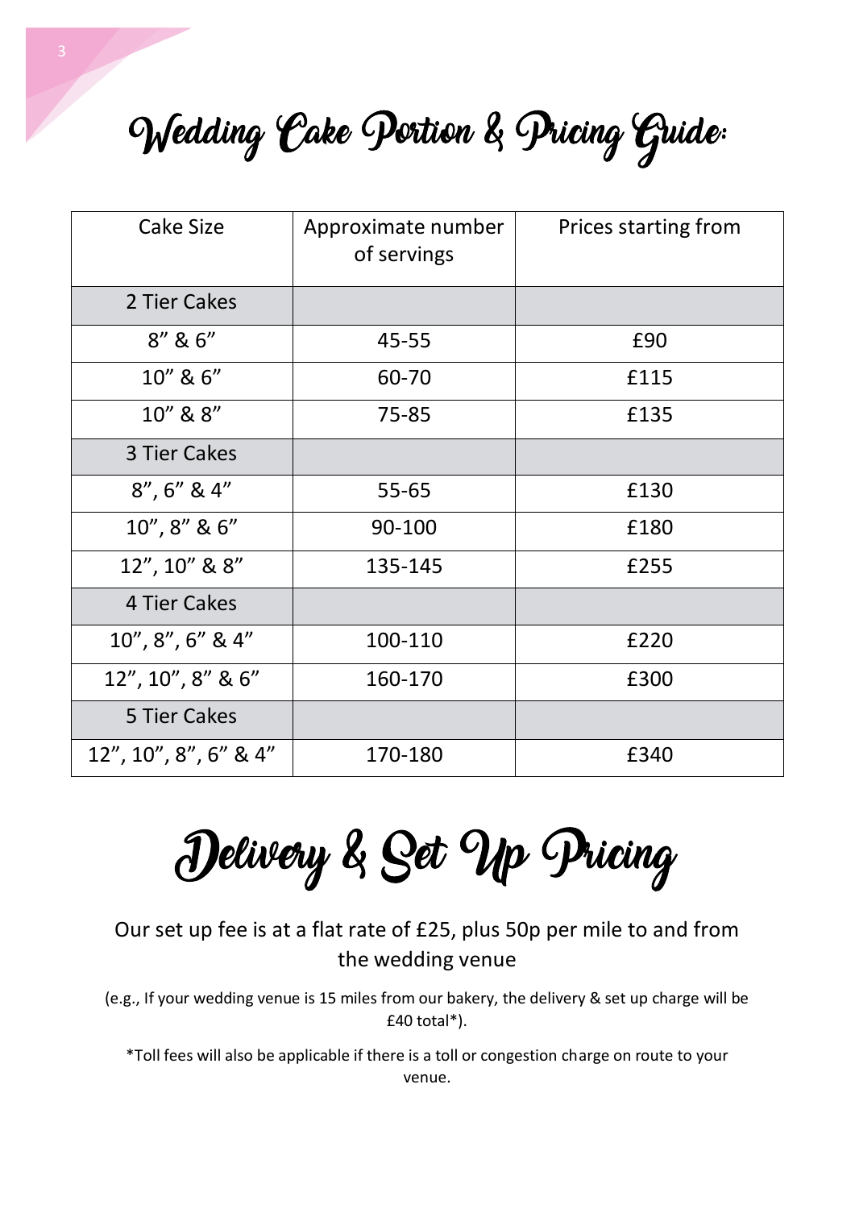# Wedding Cake Portion & Pricing Guide:

| Cake Size | Approximate number of servings | Prices starting from |
|---|---|---|
| 2 Tier Cakes | | |
| 8” & 6” | 45-55 | £90 |
| 10” & 6” | 60-70 | £115 |
| 10” & 8” | 75-85 | £135 |
| 3 Tier Cakes | | |
| 8”, 6” & 4” | 55-65 | £130 |
| 10”, 8” & 6” | 90-100 | £180 |
| 12”, 10” & 8” | 135-145 | £255 |
| 4 Tier Cakes | | |
| 10”, 8”, 6” & 4” | 100-110 | £220 |
| 12”, 10”, 8” & 6” | 160-170 | £300 |
| 5 Tier Cakes | | |
| 12”, 10”, 8”, 6” & 4” | 170-180 | £340 |

# Delivery & Set Up Pricing

Our set up fee is at a flat rate of £25, plus 50p per mile to and from the wedding venue

(e.g., If your wedding venue is 15 miles from our bakery, the delivery & set up charge will be £40 total*).

*Toll fees will also be applicable if there is a toll or congestion charge on route to your venue.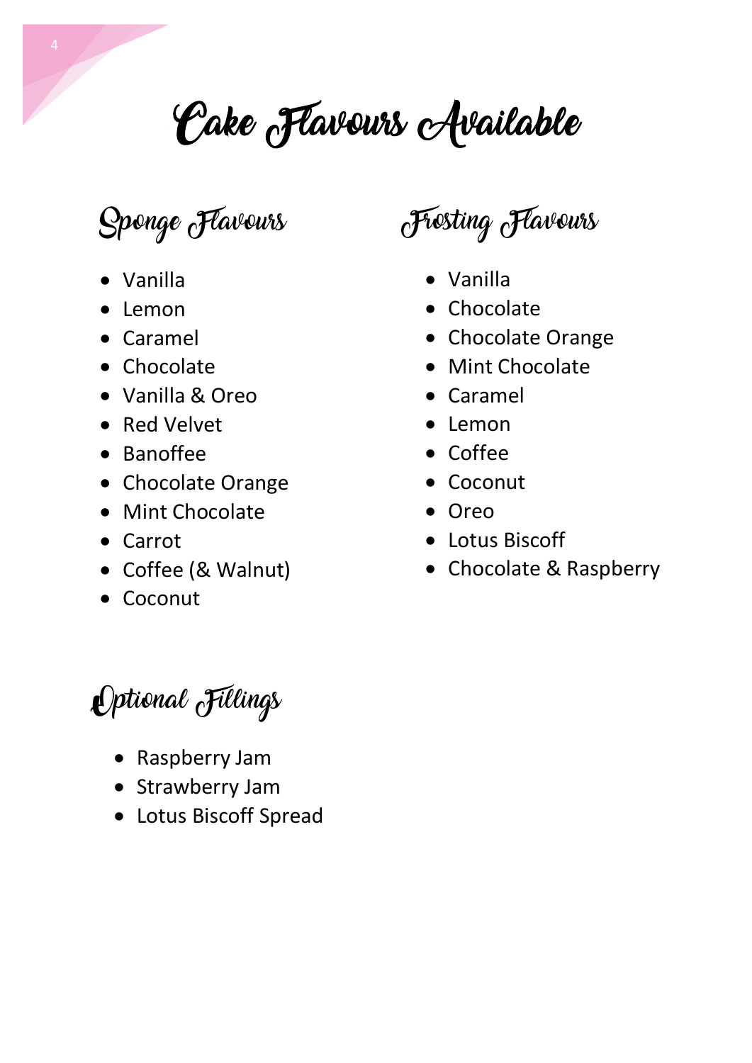# Cake Flavours Available

## Sponge Flavours

- Vanilla
- Lemon
- Caramel
- Chocolate
- Vanilla & Oreo
- Red Velvet
- Banoffee
- Chocolate Orange
- Mint Chocolate
- Carrot
- Coffee (& Walnut)
- Coconut

## Frosting Flavours

- Vanilla
- Chocolate
- Chocolate Orange
- Mint Chocolate
- Caramel
- Lemon
- Coffee
- Coconut
- Oreo
- Lotus Biscoff
- Chocolate & Raspberry

## Optional Fillings

- Raspberry Jam
- Strawberry Jam
- Lotus Biscoff Spread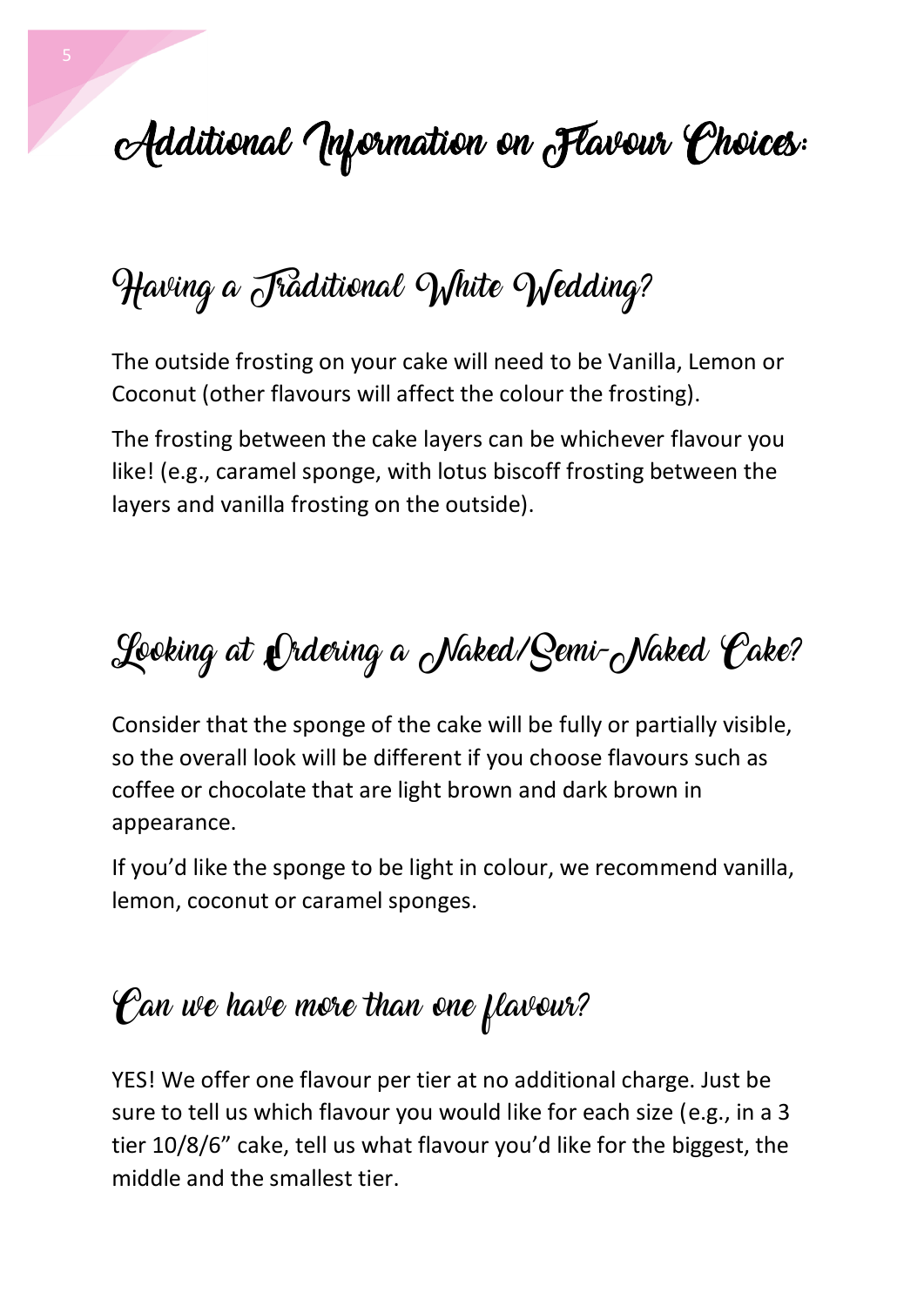# Additional Information on Flavour Choices:

## Having a Traditional White Wedding?

The outside frosting on your cake will need to be Vanilla, Lemon or Coconut (other flavours will affect the colour the frosting).

The frosting between the cake layers can be whichever flavour you like! (e.g., caramel sponge, with lotus biscoff frosting between the layers and vanilla frosting on the outside).

## Looking at Ordering a Naked/Semi-Naked Cake?

Consider that the sponge of the cake will be fully or partially visible, so the overall look will be different if you choose flavours such as coffee or chocolate that are light brown and dark brown in appearance.

If you'd like the sponge to be light in colour, we recommend vanilla, lemon, coconut or caramel sponges.

## Can we have more than one flavour?

YES! We offer one flavour per tier at no additional charge. Just be sure to tell us which flavour you would like for each size (e.g., in a 3 tier 10/8/6" cake, tell us what flavour you'd like for the biggest, the middle and the smallest tier.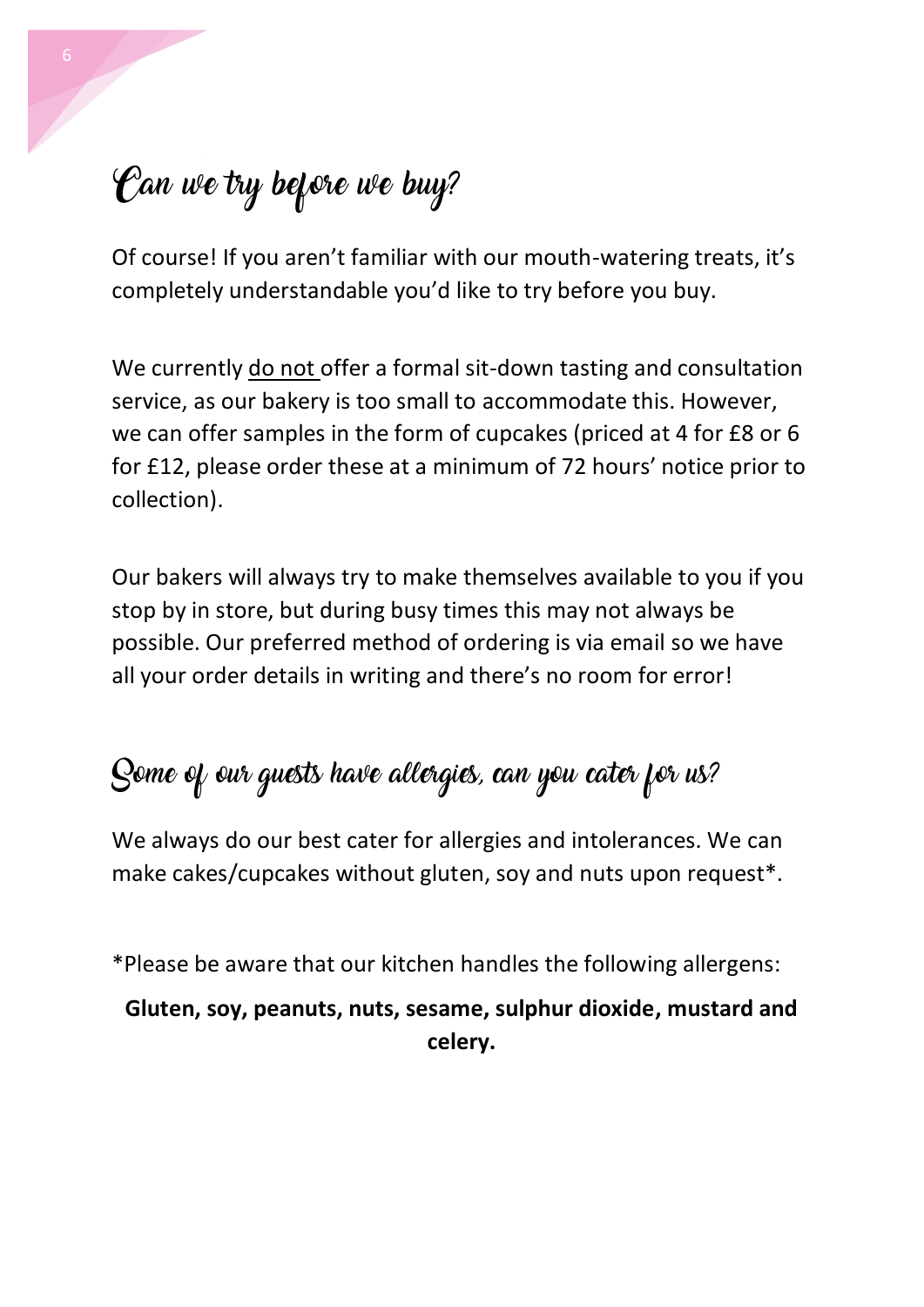## Can we try before we buy?

Of course! If you aren't familiar with our mouth-watering treats, it's completely understandable you'd like to try before you buy.

We currently <u>do not</u> offer a formal sit-down tasting and consultation service, as our bakery is too small to accommodate this. However, we can offer samples in the form of cupcakes (priced at 4 for £8 or 6 for £12, please order these at a minimum of 72 hours' notice prior to collection).

Our bakers will always try to make themselves available to you if you stop by in store, but during busy times this may not always be possible. Our preferred method of ordering is via email so we have all your order details in writing and there's no room for error!

## Some of our guests have allergies, can you cater for us?

We always do our best cater for allergies and intolerances. We can make cakes/cupcakes without gluten, soy and nuts upon request*.

*Please be aware that our kitchen handles the following allergens:

**Gluten, soy, peanuts, nuts, sesame, sulphur dioxide, mustard and celery.**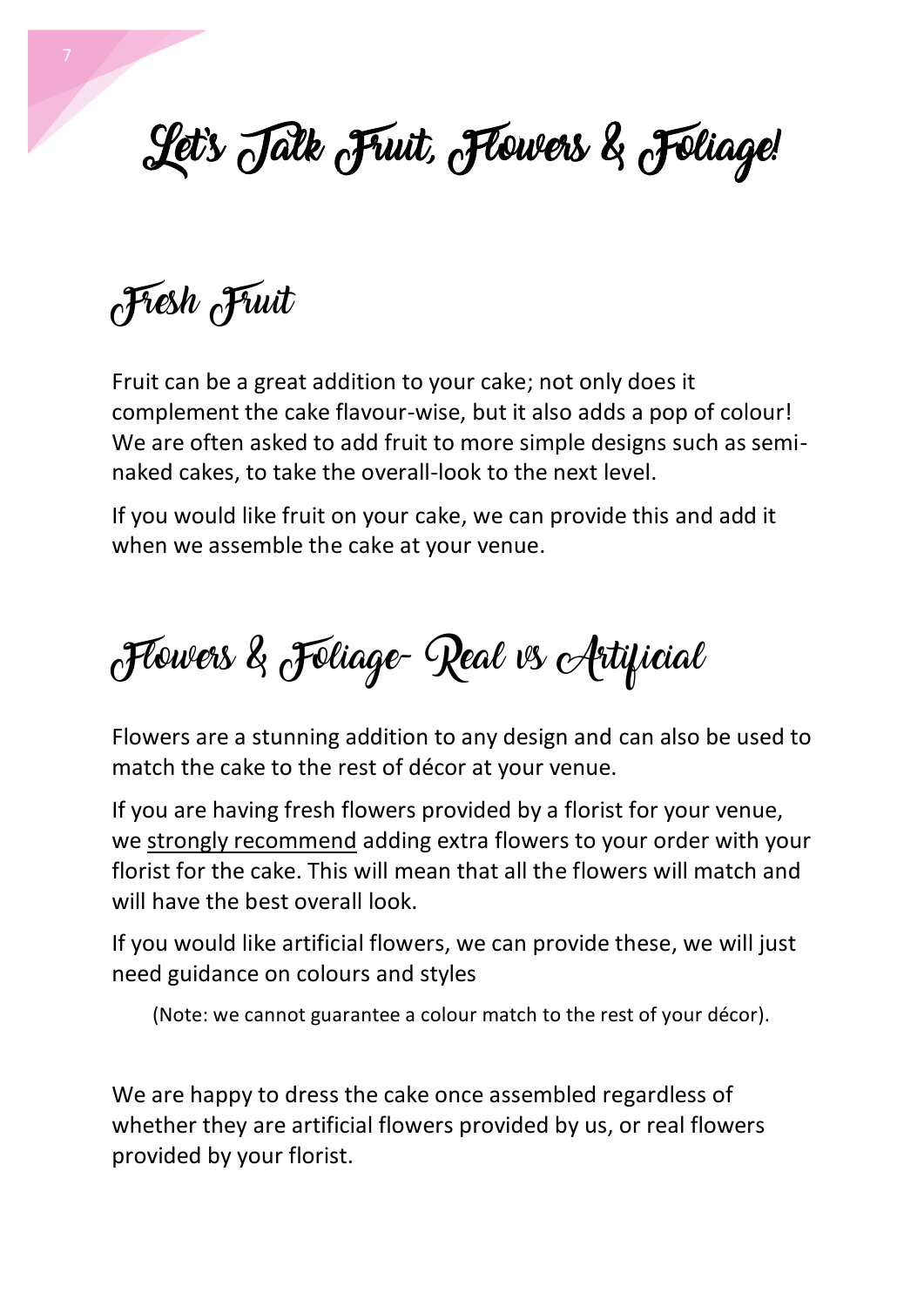# Let's Talk Fruit, Flowers & Foliage!

## Fresh Fruit

Fruit can be a great addition to your cake; not only does it complement the cake flavour-wise, but it also adds a pop of colour! We are often asked to add fruit to more simple designs such as semi-naked cakes, to take the overall-look to the next level.

If you would like fruit on your cake, we can provide this and add it when we assemble the cake at your venue.

## Flowers & Foliage- Real vs Artificial

Flowers are a stunning addition to any design and can also be used to match the cake to the rest of décor at your venue.

If you are having fresh flowers provided by a florist for your venue, we <u>strongly recommend</u> adding extra flowers to your order with your florist for the cake. This will mean that all the flowers will match and will have the best overall look.

If you would like artificial flowers, we can provide these, we will just need guidance on colours and styles

(Note: we cannot guarantee a colour match to the rest of your décor).

We are happy to dress the cake once assembled regardless of whether they are artificial flowers provided by us, or real flowers provided by your florist.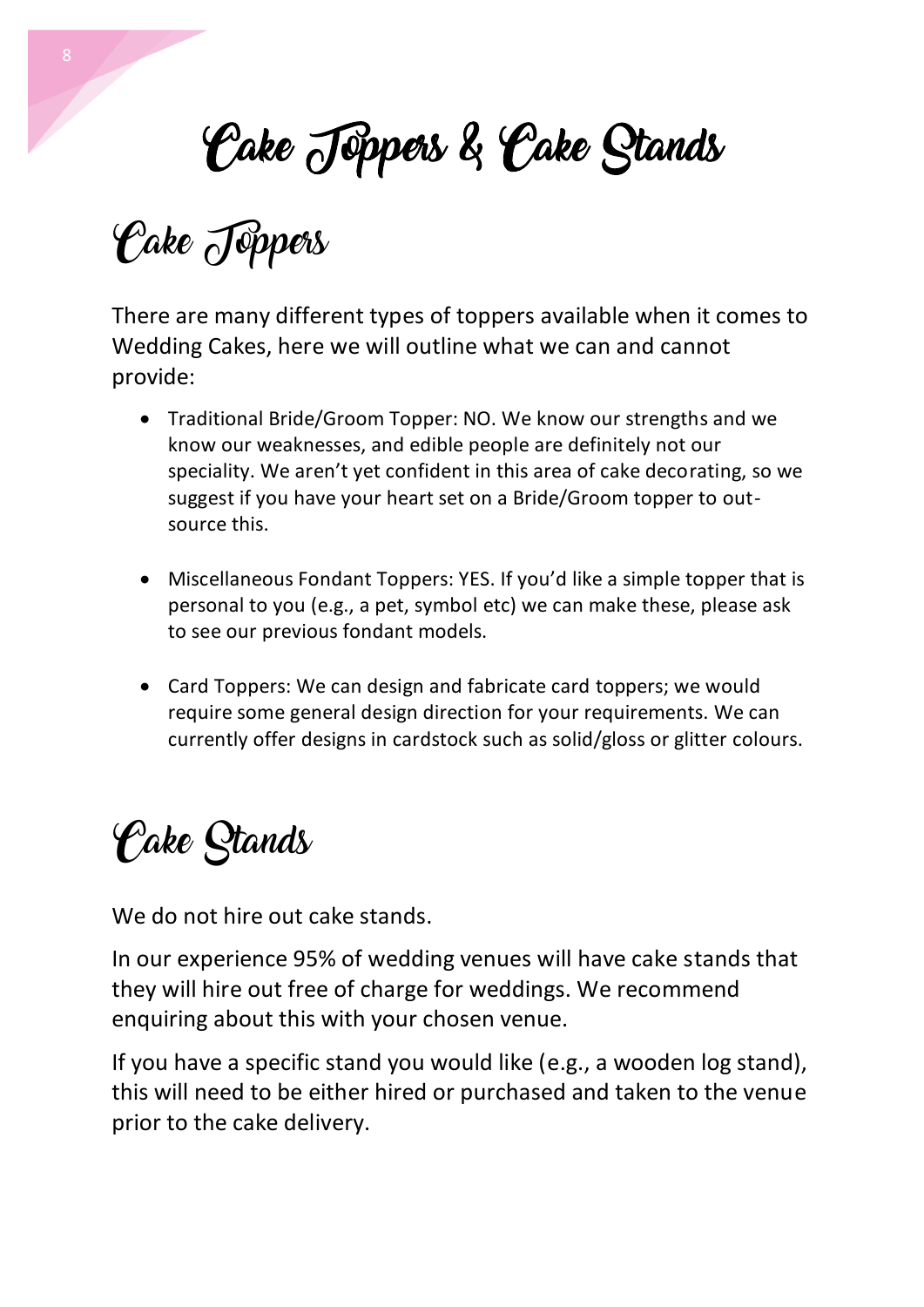# Cake Toppers & Cake Stands

## Cake Toppers

There are many different types of toppers available when it comes to Wedding Cakes, here we will outline what we can and cannot provide:

- Traditional Bride/Groom Topper: NO. We know our strengths and we know our weaknesses, and edible people are definitely not our speciality. We aren't yet confident in this area of cake decorating, so we suggest if you have your heart set on a Bride/Groom topper to out-source this.

- Miscellaneous Fondant Toppers: YES. If you'd like a simple topper that is personal to you (e.g., a pet, symbol etc) we can make these, please ask to see our previous fondant models.

- Card Toppers: We can design and fabricate card toppers; we would require some general design direction for your requirements. We can currently offer designs in cardstock such as solid/gloss or glitter colours.

## Cake Stands

We do not hire out cake stands.

In our experience 95% of wedding venues will have cake stands that they will hire out free of charge for weddings. We recommend enquiring about this with your chosen venue.

If you have a specific stand you would like (e.g., a wooden log stand), this will need to be either hired or purchased and taken to the venue prior to the cake delivery.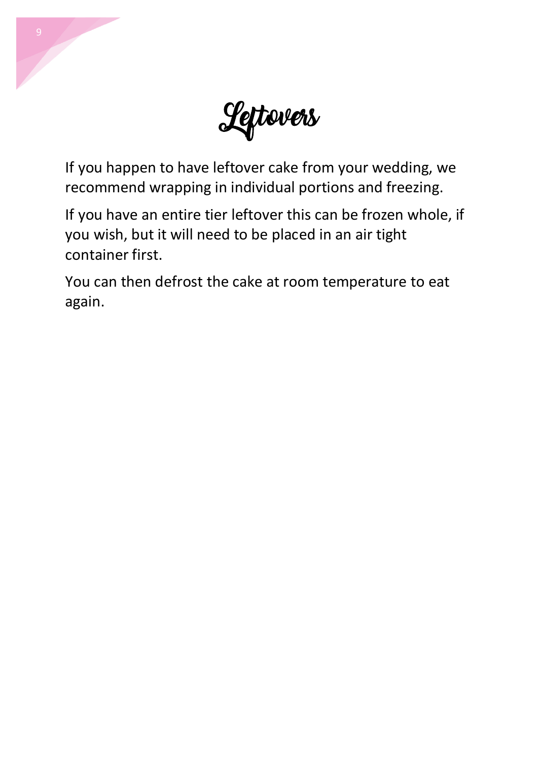# Leftovers

If you happen to have leftover cake from your wedding, we recommend wrapping in individual portions and freezing.

If you have an entire tier leftover this can be frozen whole, if you wish, but it will need to be placed in an air tight container first.

You can then defrost the cake at room temperature to eat again.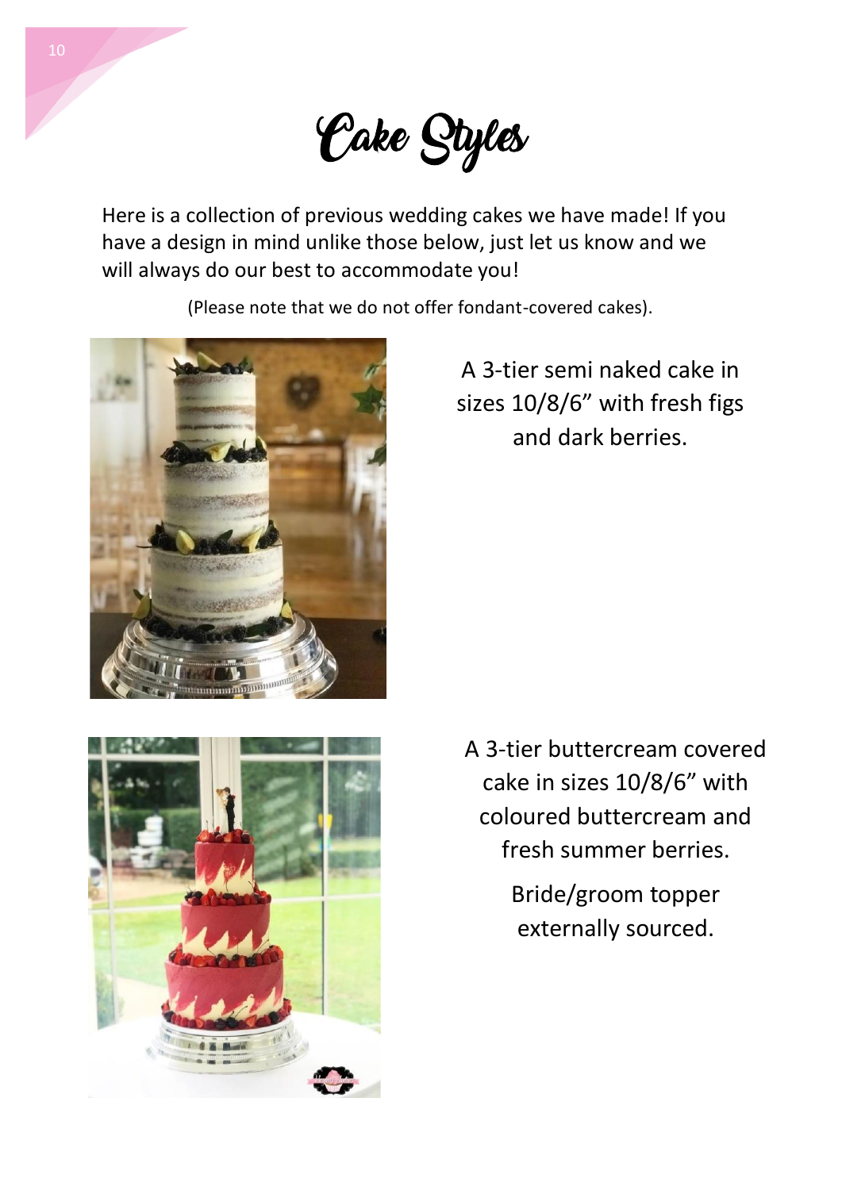# Cake Styles

Here is a collection of previous wedding cakes we have made! If you have a design in mind unlike those below, just let us know and we will always do our best to accommodate you!

(Please note that we do not offer fondant-covered cakes).

A 3-tier semi naked cake in sizes 10/8/6" with fresh figs and dark berries.

A 3-tier buttercream covered cake in sizes 10/8/6" with coloured buttercream and fresh summer berries.

Bride/groom topper externally sourced.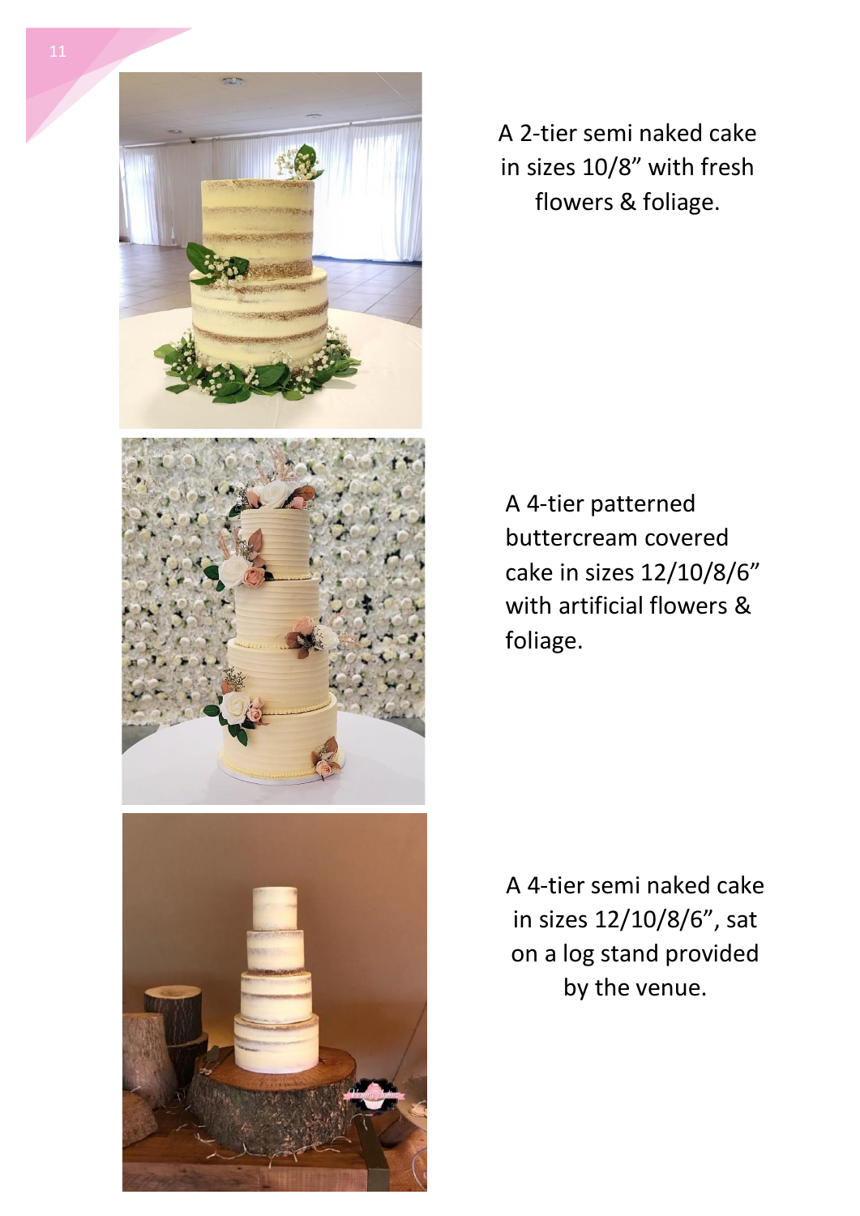A 2-tier semi naked cake in sizes 10/8" with fresh flowers & foliage.

A 4-tier patterned buttercream covered cake in sizes 12/10/8/6" with artificial flowers & foliage.

A 4-tier semi naked cake in sizes 12/10/8/6", sat on a log stand provided by the venue.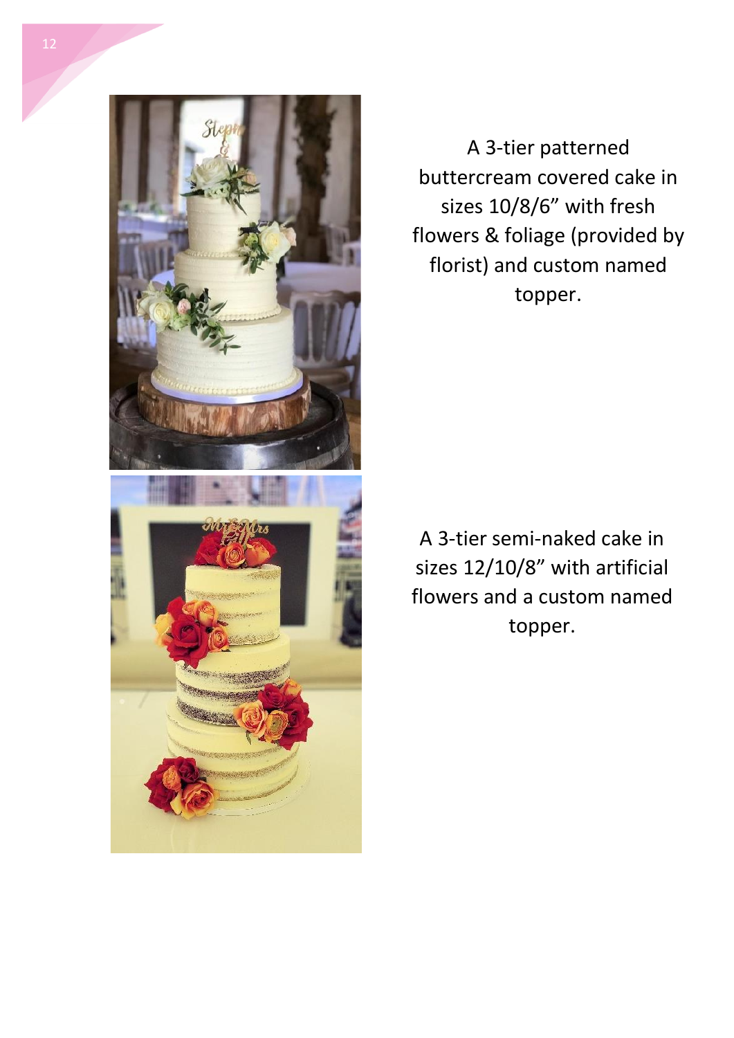A 3-tier patterned buttercream covered cake in sizes 10/8/6” with fresh flowers & foliage (provided by florist) and custom named topper.

A 3-tier semi-naked cake in sizes 12/10/8” with artificial flowers and a custom named topper.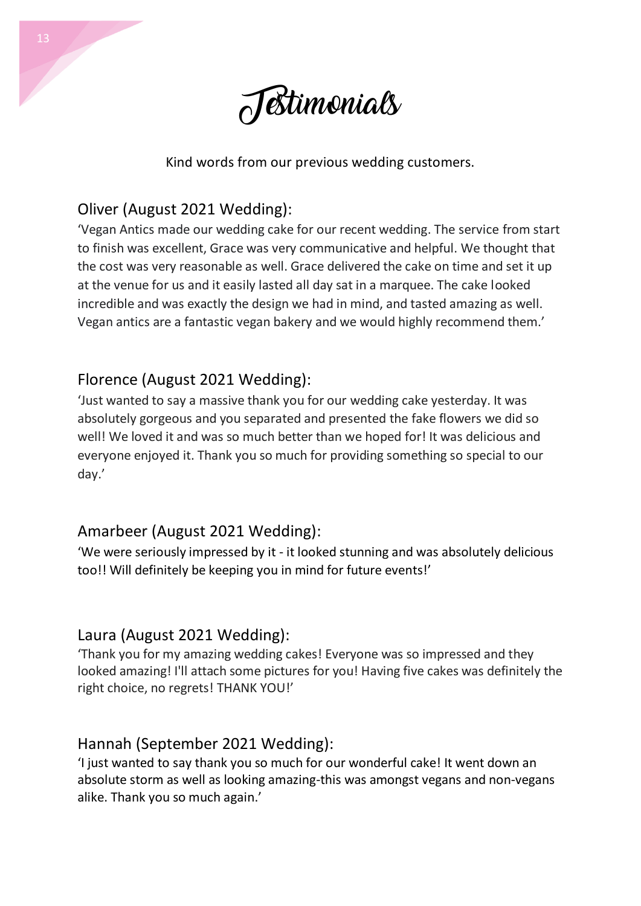# Testimonials

Kind words from our previous wedding customers.

## Oliver (August 2021 Wedding):

'Vegan Antics made our wedding cake for our recent wedding. The service from start to finish was excellent, Grace was very communicative and helpful. We thought that the cost was very reasonable as well. Grace delivered the cake on time and set it up at the venue for us and it easily lasted all day sat in a marquee. The cake looked incredible and was exactly the design we had in mind, and tasted amazing as well. Vegan antics are a fantastic vegan bakery and we would highly recommend them.'

## Florence (August 2021 Wedding):

'Just wanted to say a massive thank you for our wedding cake yesterday. It was absolutely gorgeous and you separated and presented the fake flowers we did so well! We loved it and was so much better than we hoped for! It was delicious and everyone enjoyed it. Thank you so much for providing something so special to our day.'

## Amarbeer (August 2021 Wedding):

'We were seriously impressed by it - it looked stunning and was absolutely delicious too!! Will definitely be keeping you in mind for future events!'

## Laura (August 2021 Wedding):

'Thank you for my amazing wedding cakes! Everyone was so impressed and they looked amazing! I'll attach some pictures for you! Having five cakes was definitely the right choice, no regrets! THANK YOU!'

## Hannah (September 2021 Wedding):

'I just wanted to say thank you so much for our wonderful cake! It went down an absolute storm as well as looking amazing-this was amongst vegans and non-vegans alike. Thank you so much again.'